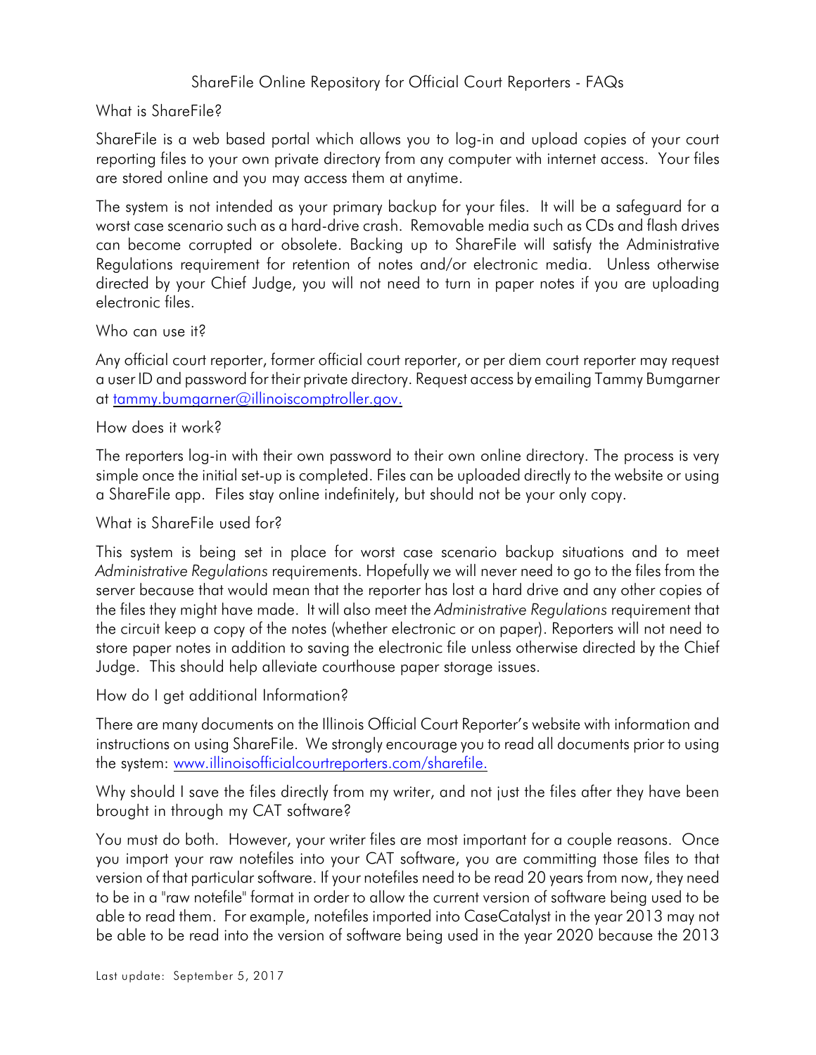# ShareFile Online Repository for Official Court Reporters - FAQs

## What is ShareFile?

ShareFile is a web based portal which allows you to log-in and upload copies of your court reporting files to your own private directory from any computer with internet access. Your files are stored online and you may access them at anytime.

The system is not intended as your primary backup for your files. It will be a safeguard for a worst case scenario such as a hard-drive crash. Removable media such as CDs and flash drives can become corrupted or obsolete. Backing up to ShareFile will satisfy the Administrative Regulations requirement for retention of notes and/or electronic media. Unless otherwise directed by your Chief Judge, you will not need to turn in paper notes if you are uploading electronic files.

## Who can use it?

Any official court reporter, former official court reporter, or per diem court reporter may request a user ID and password for their private directory. Request access by emailing Tammy Bumgarner at [tammy.bumgarner@illinoiscomptroller.gov.](mailto:tammy.bumgarner@illinoiscomptroller.gov)

## How does it work?

The reporters log-in with their own password to their own online directory. The process is very simple once the initial set-up is completed. Files can be uploaded directly to the website or using a ShareFile app. Files stay online indefinitely, but should not be your only copy.

## What is ShareFile used for?

This system is being set in place for worst case scenario backup situations and to meet *Administrative Regulations* requirements. Hopefully we will never need to go to the files from the server because that would mean that the reporter has lost a hard drive and any other copies of the files they might have made. It will also meet the *Administrative Regulations* requirement that the circuit keep a copy of the notes (whether electronic or on paper). Reporters will not need to store paper notes in addition to saving the electronic file unless otherwise directed by the Chief Judge. This should help alleviate courthouse paper storage issues.

## How do I get additional Information?

There are many documents on the Illinois Official Court Reporter's website with information and instructions on using ShareFile. We strongly encourage you to read all documents prior to using the system: [www.illinoisofficialcourtreporters.com/sharefile.](http://www.illinoisofficialcourtreporters.com/sharefile)

## Why should I save the files directly from my writer, and not just the files after they have been brought in through my CAT software?

You must do both. However, your writer files are most important for a couple reasons. Once you import your raw notefiles into your CAT software, you are committing those files to that version of that particular software. If your notefiles need to be read 20 years from now, they need to be in a "raw notefile" format in order to allow the current version of software being used to be able to read them. For example, notefiles imported into CaseCatalyst in the year 2013 may not be able to be read into the version of software being used in the year 2020 because the 2013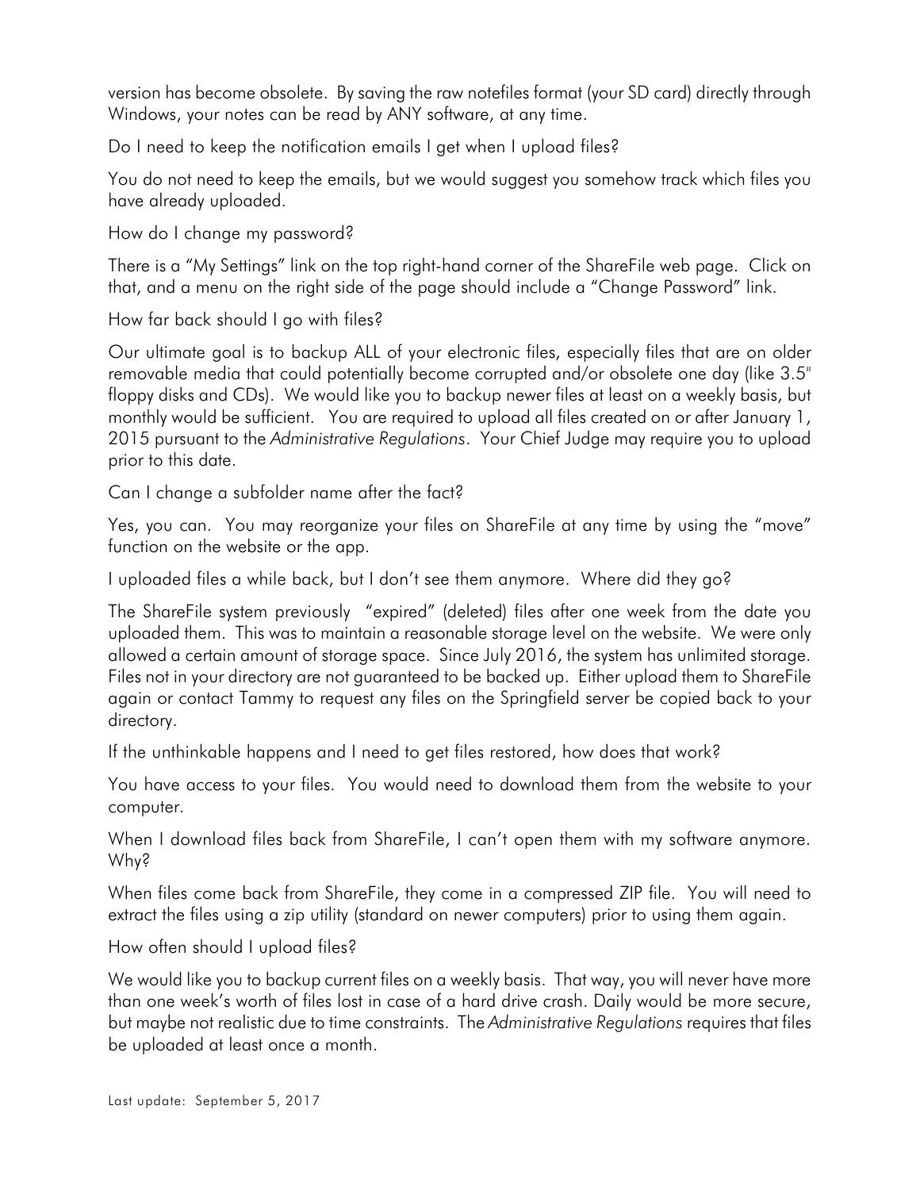version has become obsolete. By saving the raw notefiles format (your SD card) directly through Windows, your notes can be read by ANY software, at any time.

Do I need to keep the notification emails I get when I upload files?

You do not need to keep the emails, but we would suggest you somehow track which files you have already uploaded.

How do I change my password?

There is a "My Settings" link on the top right-hand corner of the ShareFile web page. Click on that, and a menu on the right side of the page should include a "Change Password" link.

How far back should I go with files?

Our ultimate goal is to backup ALL of your electronic files, especially files that are on older removable media that could potentially become corrupted and/or obsolete one day (like 3.5" floppy disks and CDs). We would like you to backup newer files at least on a weekly basis, but monthly would be sufficient. You are required to upload all files created on or after January 1, 2015 pursuant to the *Administrative Regulations*. Your Chief Judge may require you to upload prior to this date.

Can I change a subfolder name after the fact?

Yes, you can. You may reorganize your files on ShareFile at any time by using the "move" function on the website or the app.

I uploaded files a while back, but I don't see them anymore. Where did they go?

The ShareFile system previously "expired" (deleted) files after one week from the date you uploaded them. This was to maintain a reasonable storage level on the website. We were only allowed a certain amount of storage space. Since July 2016, the system has unlimited storage. Files not in your directory are not guaranteed to be backed up. Either upload them to ShareFile again or contact Tammy to request any files on the Springfield server be copied back to your directory.

If the unthinkable happens and I need to get files restored, how does that work?

You have access to your files. You would need to download them from the website to your computer.

When I download files back from ShareFile, I can't open them with my software anymore. Why?

When files come back from ShareFile, they come in a compressed ZIP file. You will need to extract the files using a zip utility (standard on newer computers) prior to using them again.

How often should I upload files?

We would like you to backup current files on a weekly basis. That way, you will never have more than one week's worth of files lost in case of a hard drive crash. Daily would be more secure, but maybe not realistic due to time constraints. The *Administrative Regulations* requires that files be uploaded at least once a month.

Last update: September 5, 2017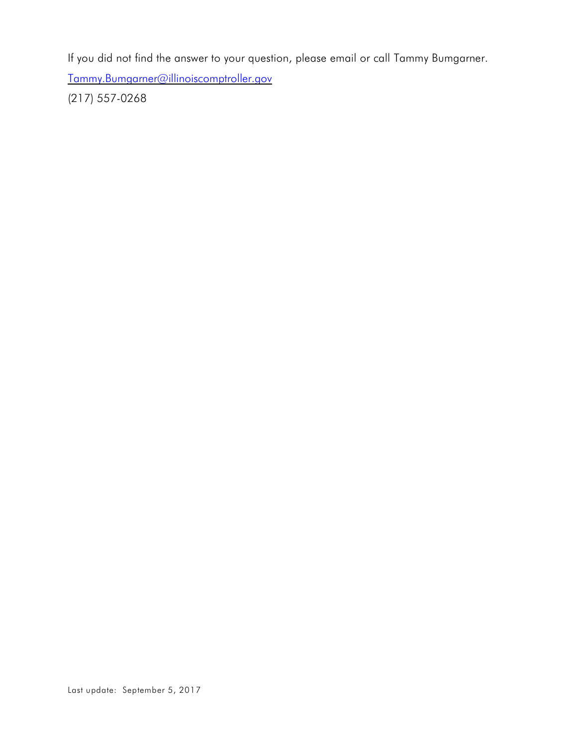If you did not find the answer to your question, please email or call Tammy Bumgarner.

Tammy.Bumgarner@illinoiscomptroller.gov

(217) 557-0268

Last update: September 5, 2017